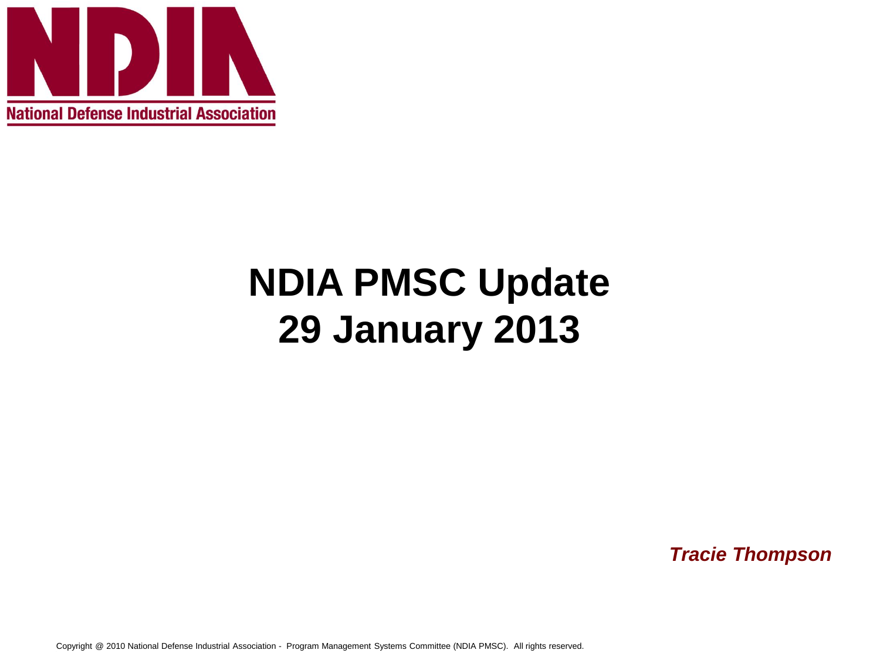NDIA

National Defense Industrial Association

# NDIA PMSC Update
# 29 January 2013

***Tracie Thompson***

Copyright @ 2010 National Defense Industrial Association - Program Management Systems Committee (NDIA PMSC). All rights reserved.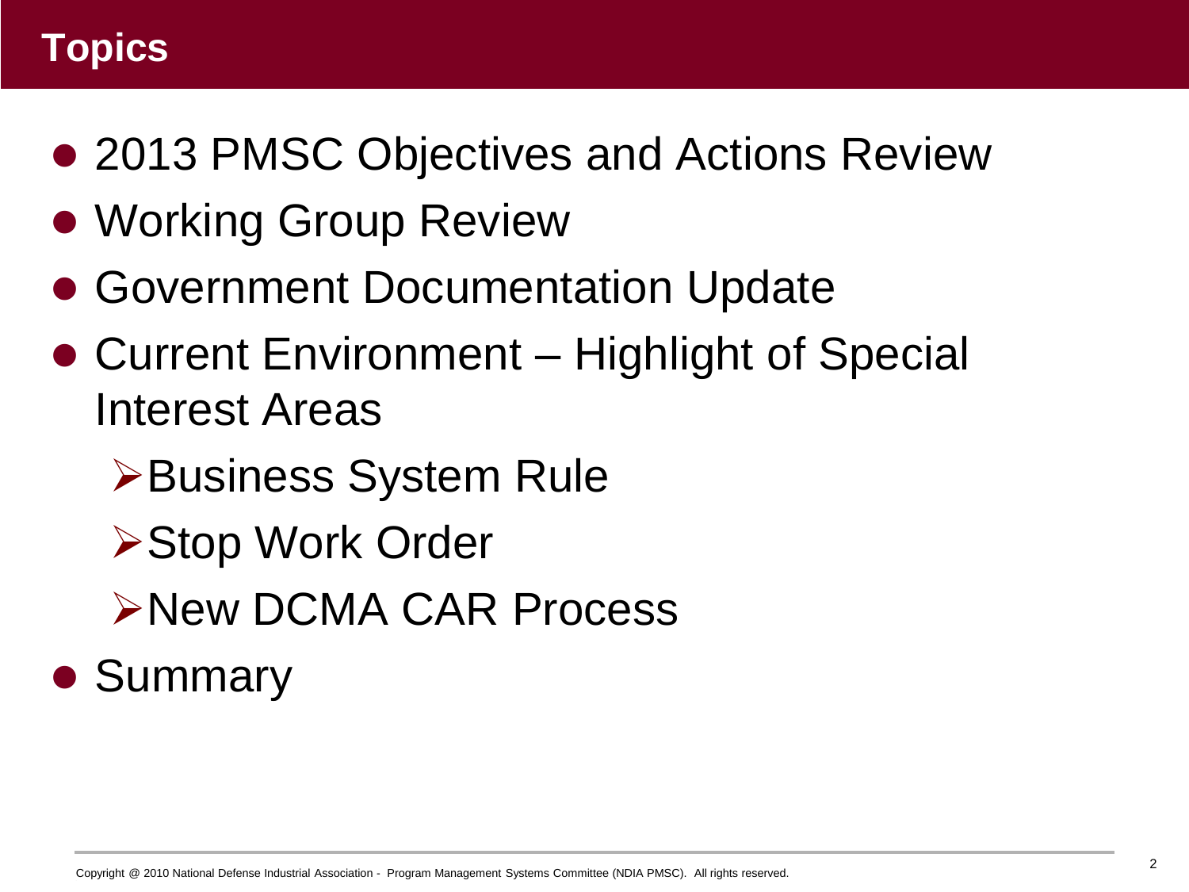# Topics

- 2013 PMSC Objectives and Actions Review
- Working Group Review
- Government Documentation Update
- Current Environment – Highlight of Special Interest Areas
  - Business System Rule
  - Stop Work Order
  - New DCMA CAR Process
- Summary

Copyright @ 2010 National Defense Industrial Association - Program Management Systems Committee (NDIA PMSC). All rights reserved.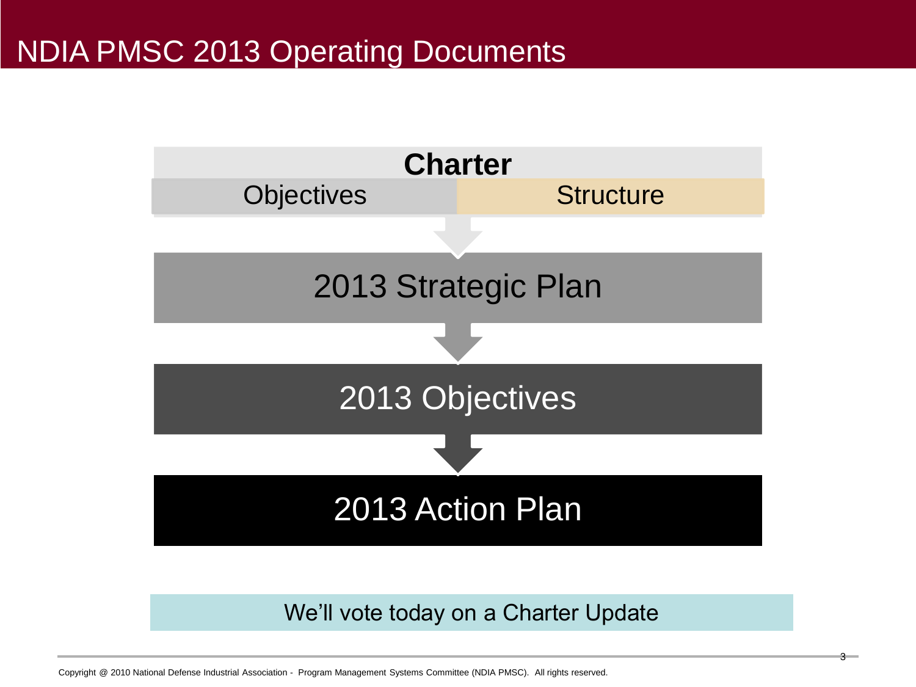# NDIA PMSC 2013 Operating Documents

**Charter**

| Objectives | Structure |
| --- | --- |

2013 Strategic Plan

2013 Objectives

2013 Action Plan

We'll vote today on a Charter Update

Copyright @ 2010 National Defense Industrial Association - Program Management Systems Committee (NDIA PMSC). All rights reserved.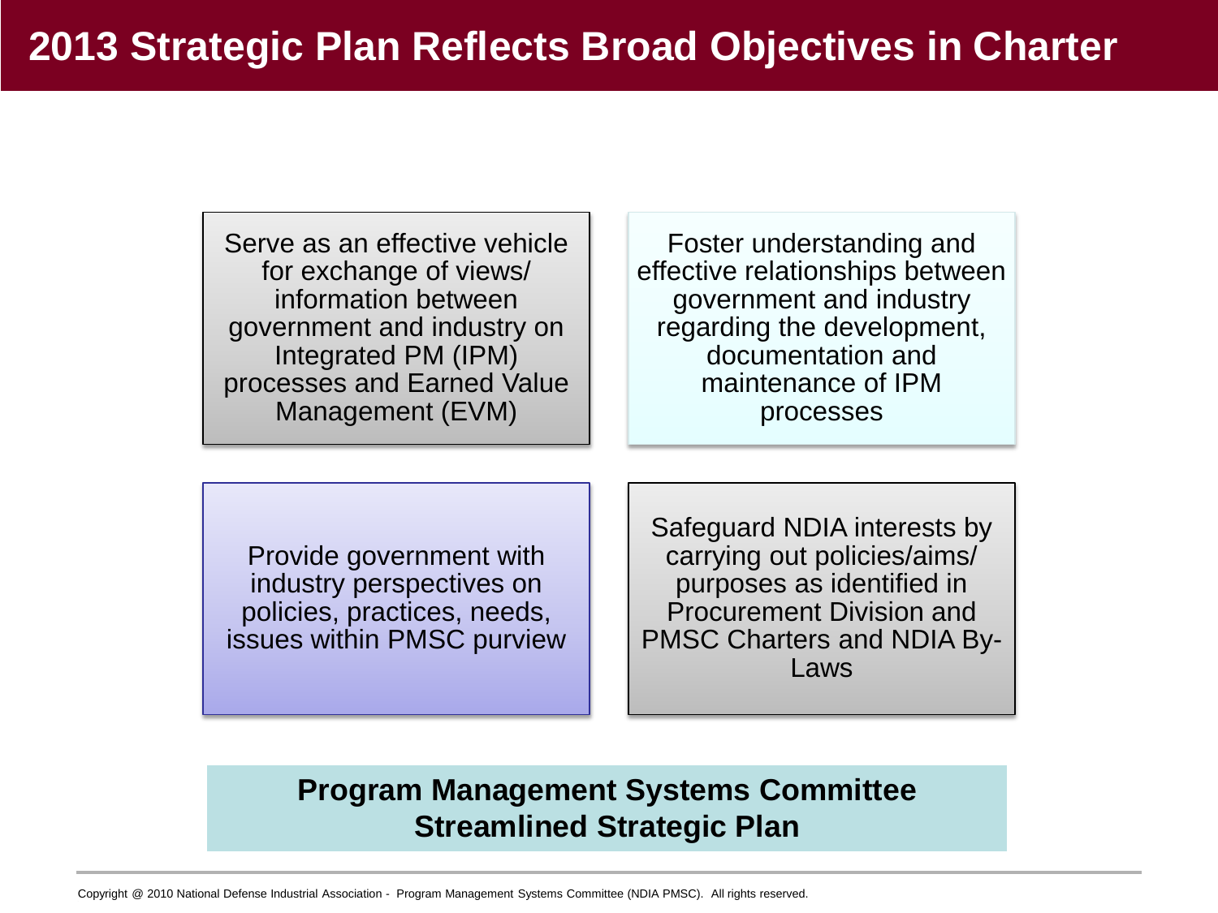# 2013 Strategic Plan Reflects Broad Objectives in Charter

Serve as an effective vehicle for exchange of views/ information between government and industry on Integrated PM (IPM) processes and Earned Value Management (EVM)

Foster understanding and effective relationships between government and industry regarding the development, documentation and maintenance of IPM processes

Provide government with industry perspectives on policies, practices, needs, issues within PMSC purview

Safeguard NDIA interests by carrying out policies/aims/ purposes as identified in Procurement Division and PMSC Charters and NDIA By-Laws

**Program Management Systems Committee Streamlined Strategic Plan**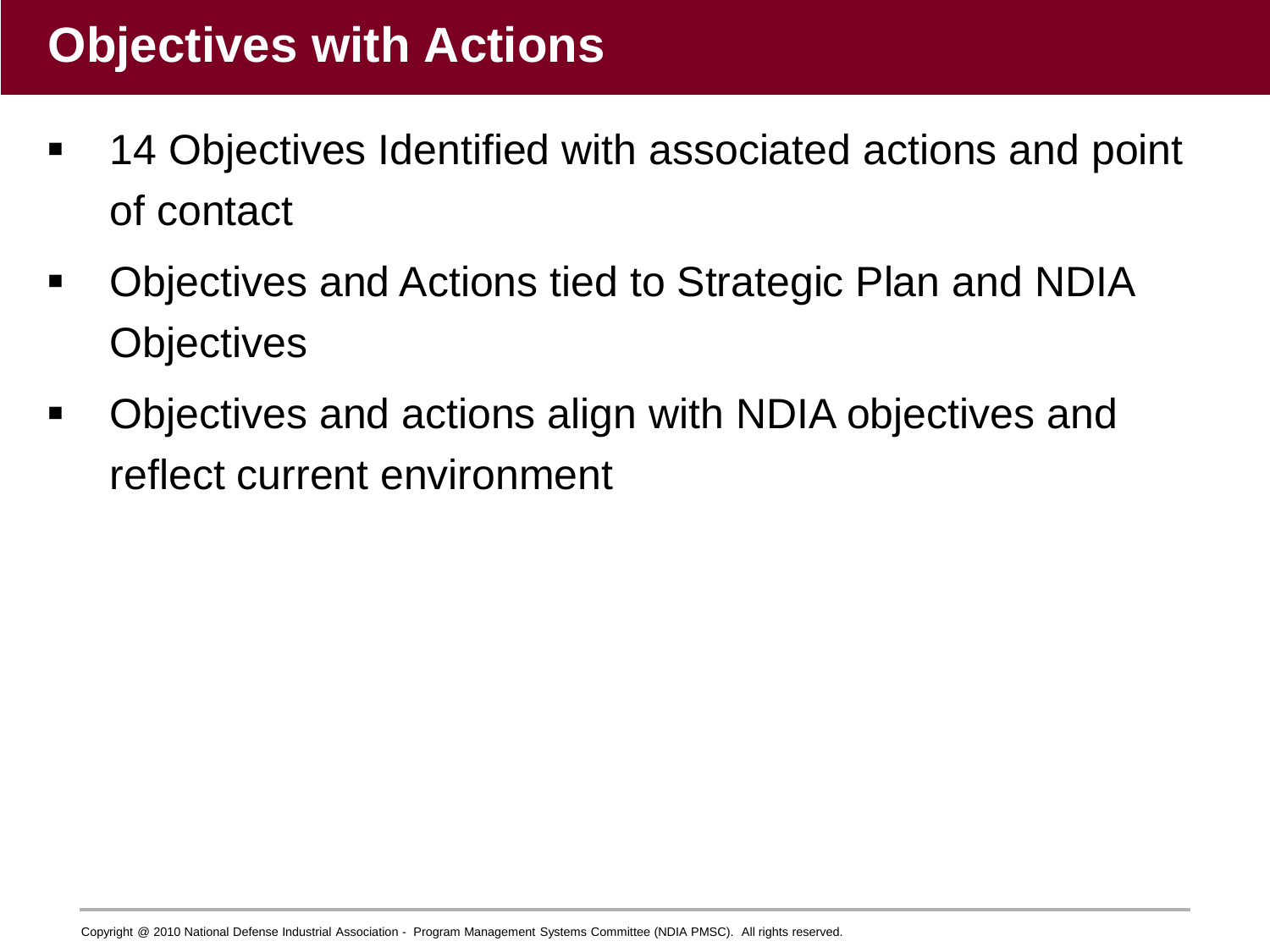# Objectives with Actions

- 14 Objectives Identified with associated actions and point of contact
- Objectives and Actions tied to Strategic Plan and NDIA Objectives
- Objectives and actions align with NDIA objectives and reflect current environment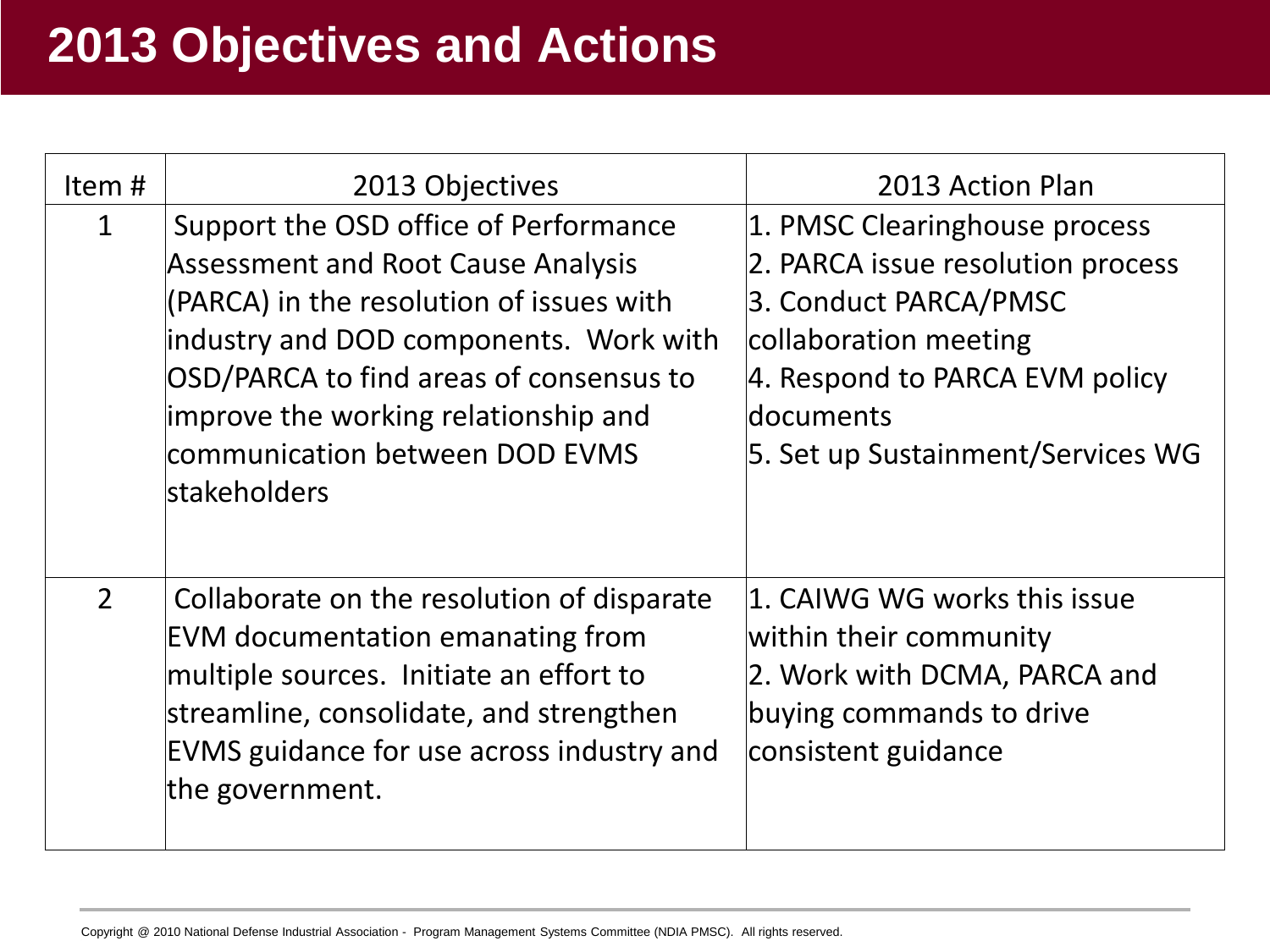# 2013 Objectives and Actions

| Item # | 2013 Objectives | 2013 Action Plan |
|---|---|---|
| 1 | Support the OSD office of Performance Assessment and Root Cause Analysis (PARCA) in the resolution of issues with industry and DOD components. Work with OSD/PARCA to find areas of consensus to improve the working relationship and communication between DOD EVMS stakeholders | 1. PMSC Clearinghouse process<br>2. PARCA issue resolution process<br>3. Conduct PARCA/PMSC collaboration meeting<br>4. Respond to PARCA EVM policy documents<br>5. Set up Sustainment/Services WG |
| 2 | Collaborate on the resolution of disparate EVM documentation emanating from multiple sources. Initiate an effort to streamline, consolidate, and strengthen EVMS guidance for use across industry and the government. | 1. CAIWG WG works this issue within their community<br>2. Work with DCMA, PARCA and buying commands to drive consistent guidance |

Copyright @ 2010 National Defense Industrial Association - Program Management Systems Committee (NDIA PMSC). All rights reserved.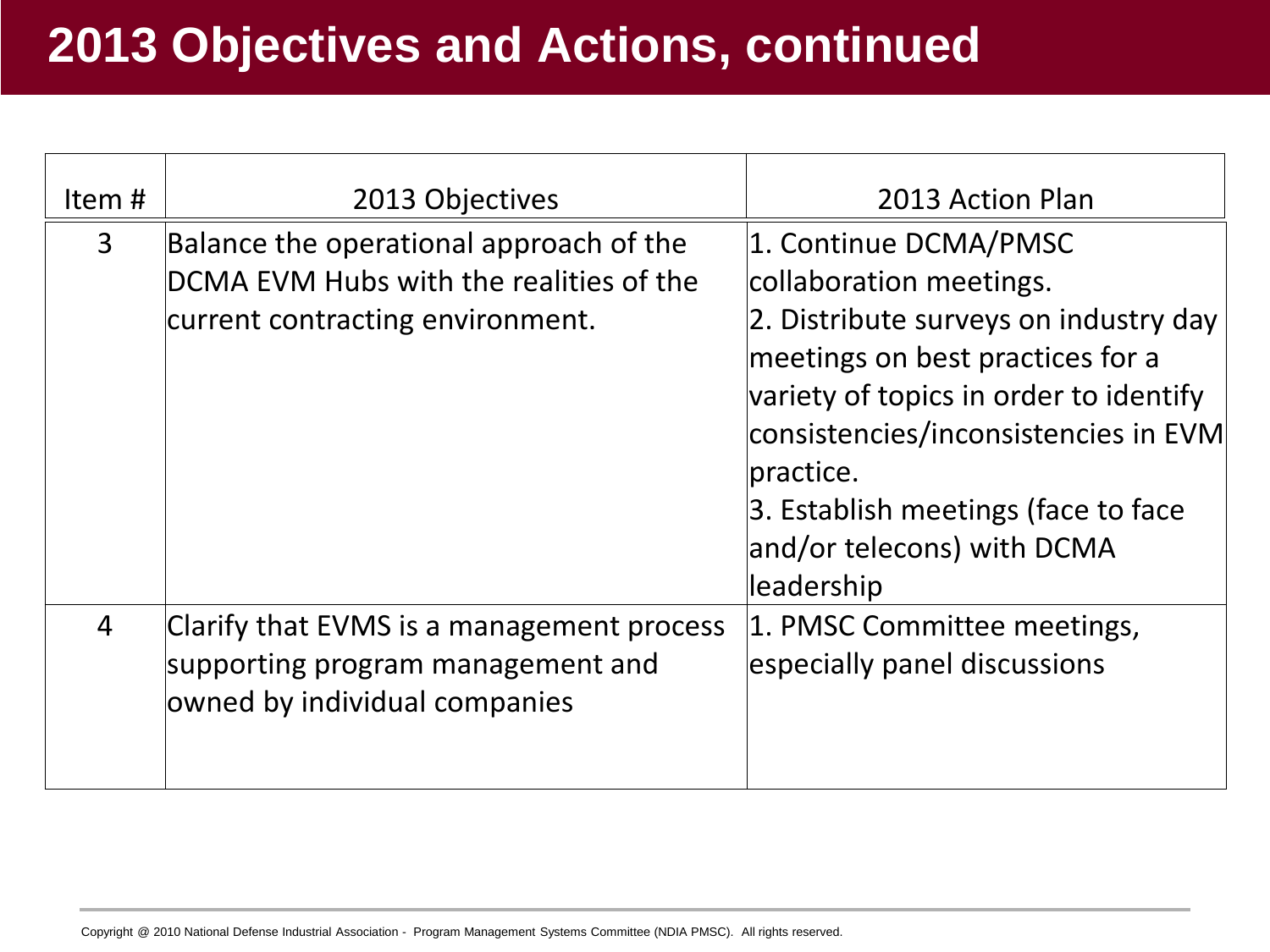# 2013 Objectives and Actions, continued

| Item # | 2013 Objectives | 2013 Action Plan |
| --- | --- | --- |
| 3 | Balance the operational approach of the DCMA EVM Hubs with the realities of the current contracting environment. | 1. Continue DCMA/PMSC collaboration meetings.<br>2. Distribute surveys on industry day meetings on best practices for a variety of topics in order to identify consistencies/inconsistencies in EVM practice.<br>3. Establish meetings (face to face and/or telecons) with DCMA leadership |
| 4 | Clarify that EVMS is a management process supporting program management and owned by individual companies | 1. PMSC Committee meetings, especially panel discussions |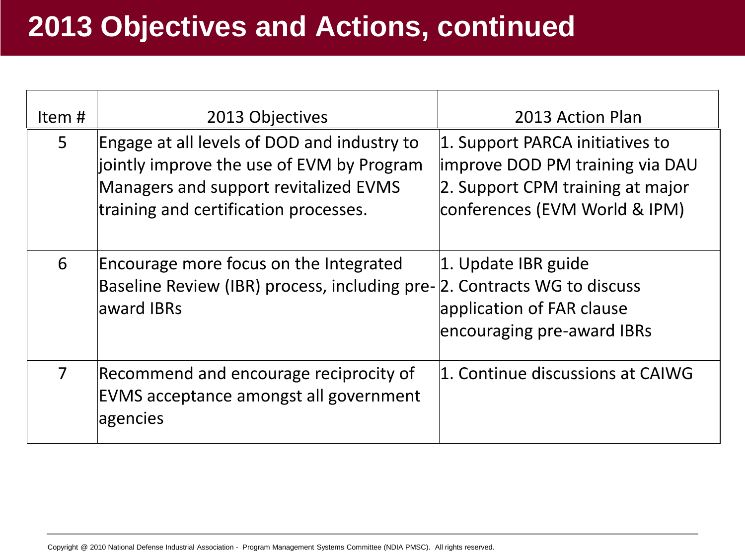# 2013 Objectives and Actions, continued

| Item # | 2013 Objectives | 2013 Action Plan |
|---|---|---|
| 5 | Engage at all levels of DOD and industry to jointly improve the use of EVM by Program Managers and support revitalized EVMS training and certification processes. | 1. Support PARCA initiatives to improve DOD PM training via DAU<br>2. Support CPM training at major conferences (EVM World & IPM) |
| 6 | Encourage more focus on the Integrated Baseline Review (IBR) process, including pre-award IBRs | 1. Update IBR guide<br>2. Contracts WG to discuss application of FAR clause encouraging pre-award IBRs |
| 7 | Recommend and encourage reciprocity of EVMS acceptance amongst all government agencies | 1. Continue discussions at CAIWG |

Copyright @ 2010 National Defense Industrial Association - Program Management Systems Committee (NDIA PMSC). All rights reserved.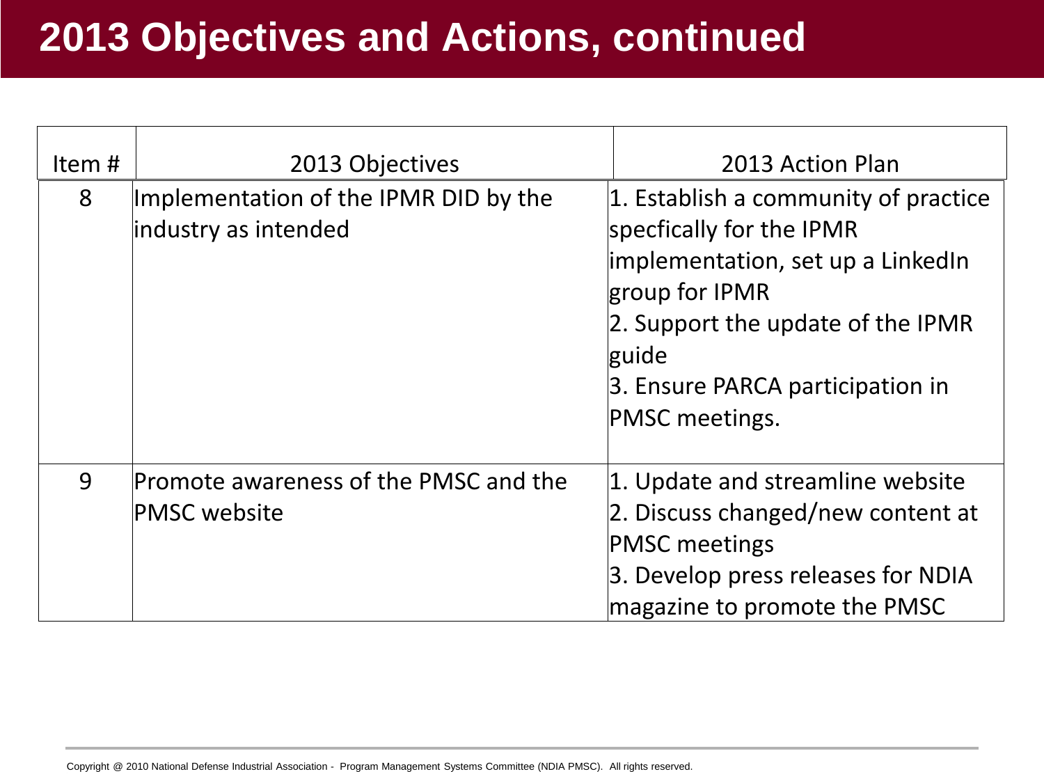# 2013 Objectives and Actions, continued

| Item # | 2013 Objectives | 2013 Action Plan |
|---|---|---|
| 8 | Implementation of the IPMR DID by the industry as intended | 1. Establish a community of practice specfically for the IPMR implementation, set up a LinkedIn group for IPMR<br>2. Support the update of the IPMR guide<br>3. Ensure PARCA participation in PMSC meetings. |
| 9 | Promote awareness of the PMSC and the PMSC website | 1. Update and streamline website<br>2. Discuss changed/new content at PMSC meetings<br>3. Develop press releases for NDIA magazine to promote the PMSC |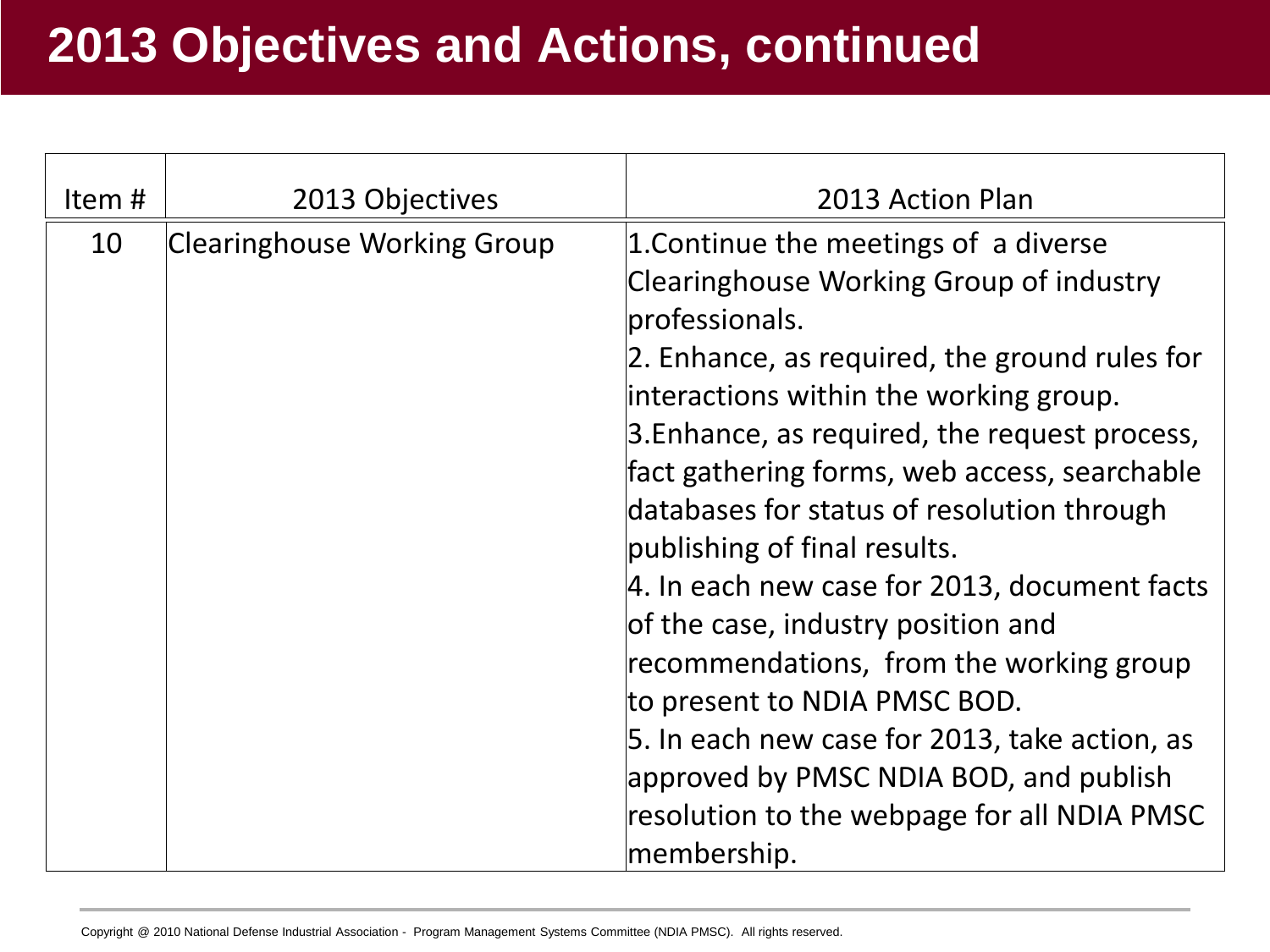# 2013 Objectives and Actions, continued

| Item # | 2013 Objectives | 2013 Action Plan |
|---|---|---|
| 10 | Clearinghouse Working Group | 1.Continue the meetings of a diverse Clearinghouse Working Group of industry professionals.<br>2. Enhance, as required, the ground rules for interactions within the working group.<br>3.Enhance, as required, the request process, fact gathering forms, web access, searchable databases for status of resolution through publishing of final results.<br>4. In each new case for 2013, document facts of the case, industry position and recommendations, from the working group to present to NDIA PMSC BOD.<br>5. In each new case for 2013, take action, as approved by PMSC NDIA BOD, and publish resolution to the webpage for all NDIA PMSC membership. |

Copyright @ 2010 National Defense Industrial Association - Program Management Systems Committee (NDIA PMSC). All rights reserved.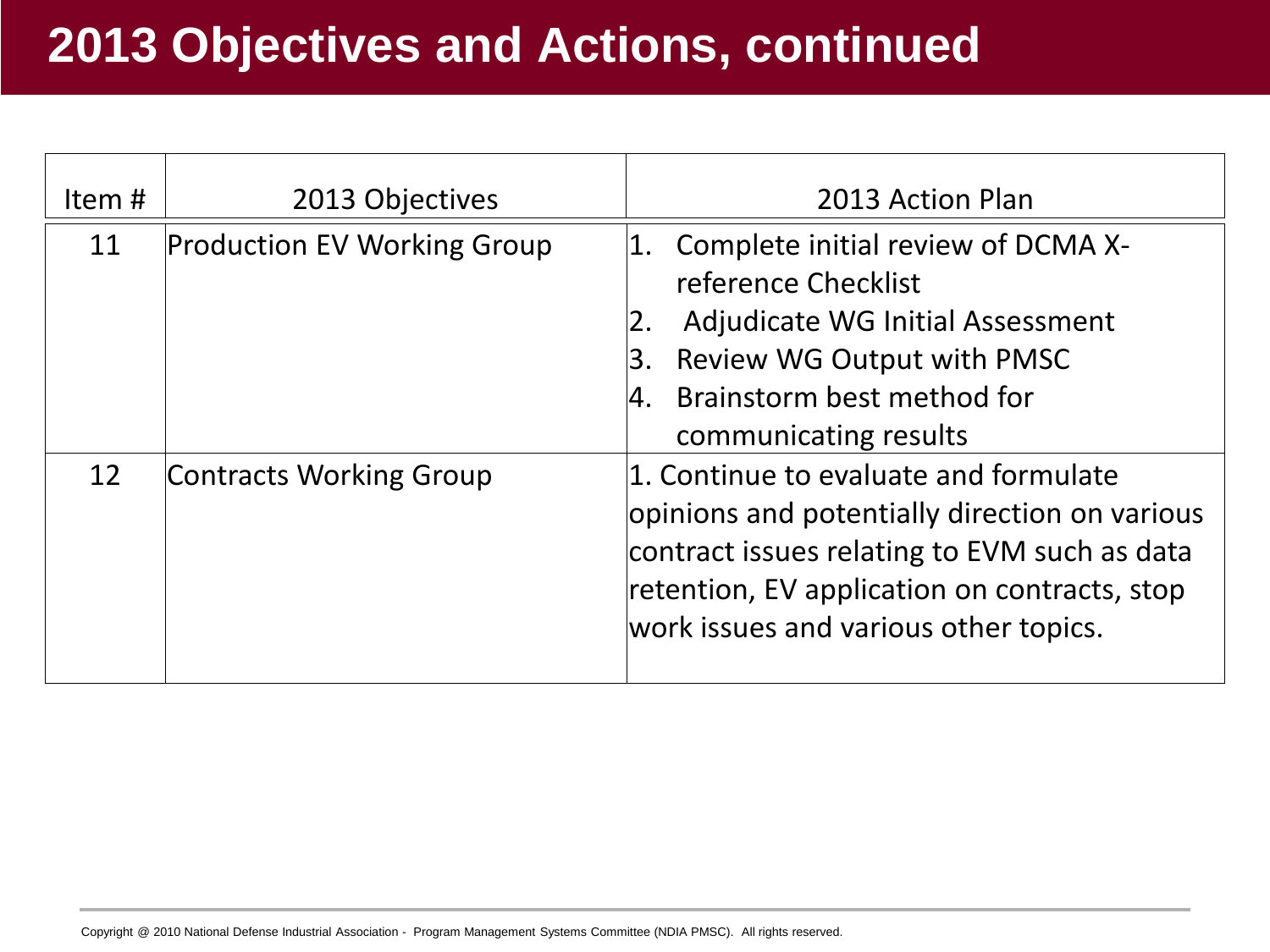# 2013 Objectives and Actions, continued

| Item # | 2013 Objectives | 2013 Action Plan |
|---|---|---|
| 11 | Production EV Working Group | 1. Complete initial review of DCMA X-reference Checklist<br>2. Adjudicate WG Initial Assessment<br>3. Review WG Output with PMSC<br>4. Brainstorm best method for communicating results |
| 12 | Contracts Working Group | 1. Continue to evaluate and formulate opinions and potentially direction on various contract issues relating to EVM such as data retention, EV application on contracts, stop work issues and various other topics. |

Copyright @ 2010 National Defense Industrial Association - Program Management Systems Committee (NDIA PMSC). All rights reserved.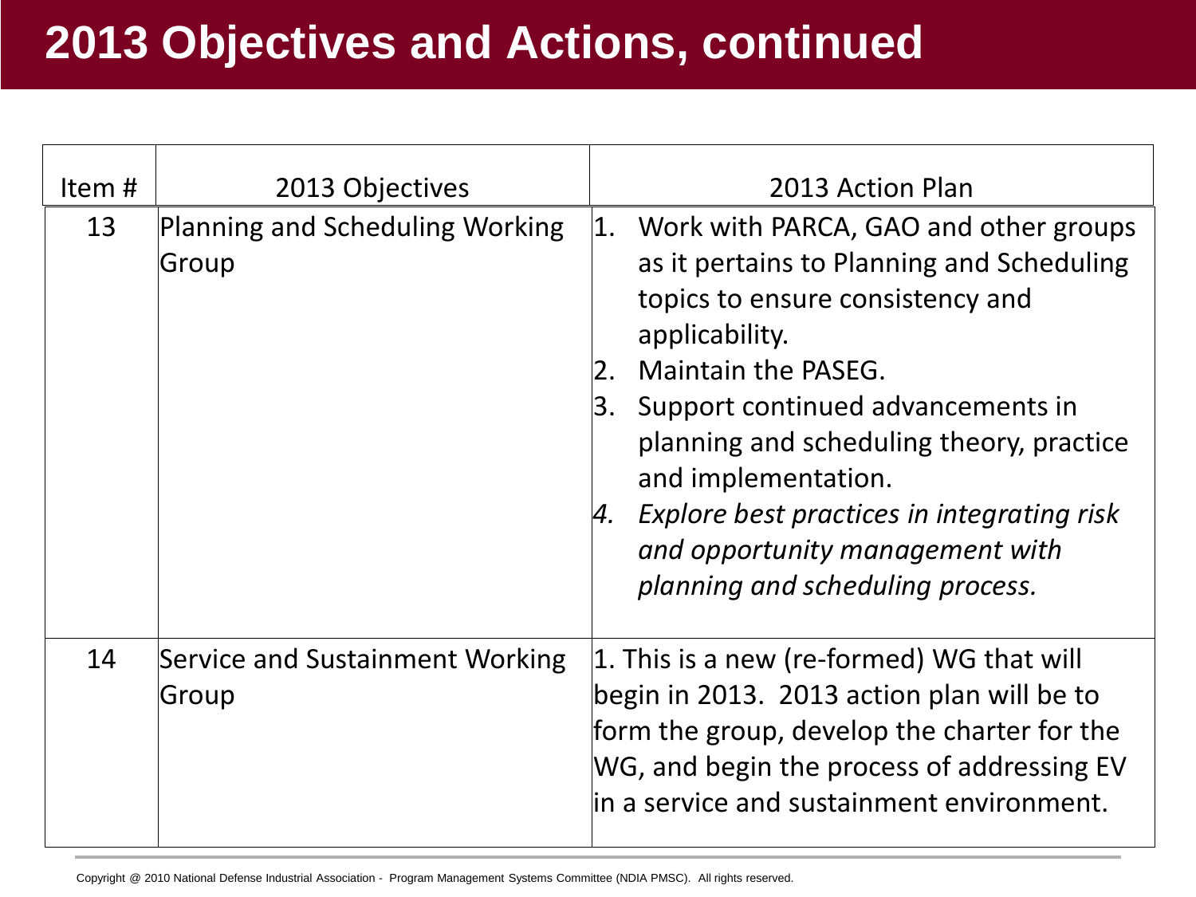# 2013 Objectives and Actions, continued

| Item # | 2013 Objectives | 2013 Action Plan |
| --- | --- | --- |
| 13 | Planning and Scheduling Working Group | 1. Work with PARCA, GAO and other groups as it pertains to Planning and Scheduling topics to ensure consistency and applicability.<br>2. Maintain the PASEG.<br>3. Support continued advancements in planning and scheduling theory, practice and implementation.<br>4. *Explore best practices in integrating risk and opportunity management with planning and scheduling process.* |
| 14 | Service and Sustainment Working Group | 1. This is a new (re-formed) WG that will begin in 2013. 2013 action plan will be to form the group, develop the charter for the WG, and begin the process of addressing EV in a service and sustainment environment. |

Copyright @ 2010 National Defense Industrial Association - Program Management Systems Committee (NDIA PMSC). All rights reserved.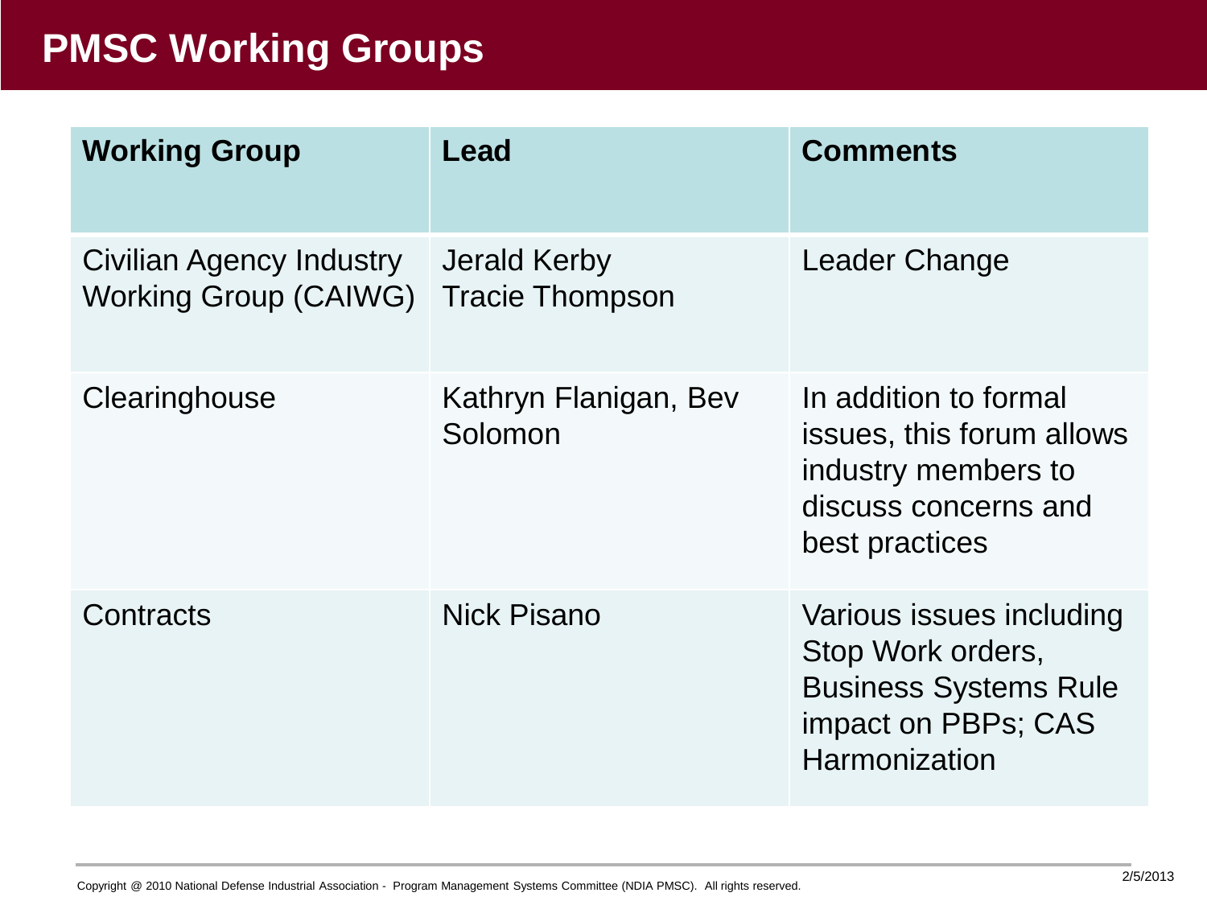# PMSC Working Groups

| Working Group | Lead | Comments |
|---|---|---|
| Civilian Agency Industry Working Group (CAIWG) | Jerald Kerby<br>Tracie Thompson | Leader Change |
| Clearinghouse | Kathryn Flanigan, Bev Solomon | In addition to formal issues, this forum allows industry members to discuss concerns and best practices |
| Contracts | Nick Pisano | Various issues including Stop Work orders, Business Systems Rule impact on PBPs; CAS Harmonization |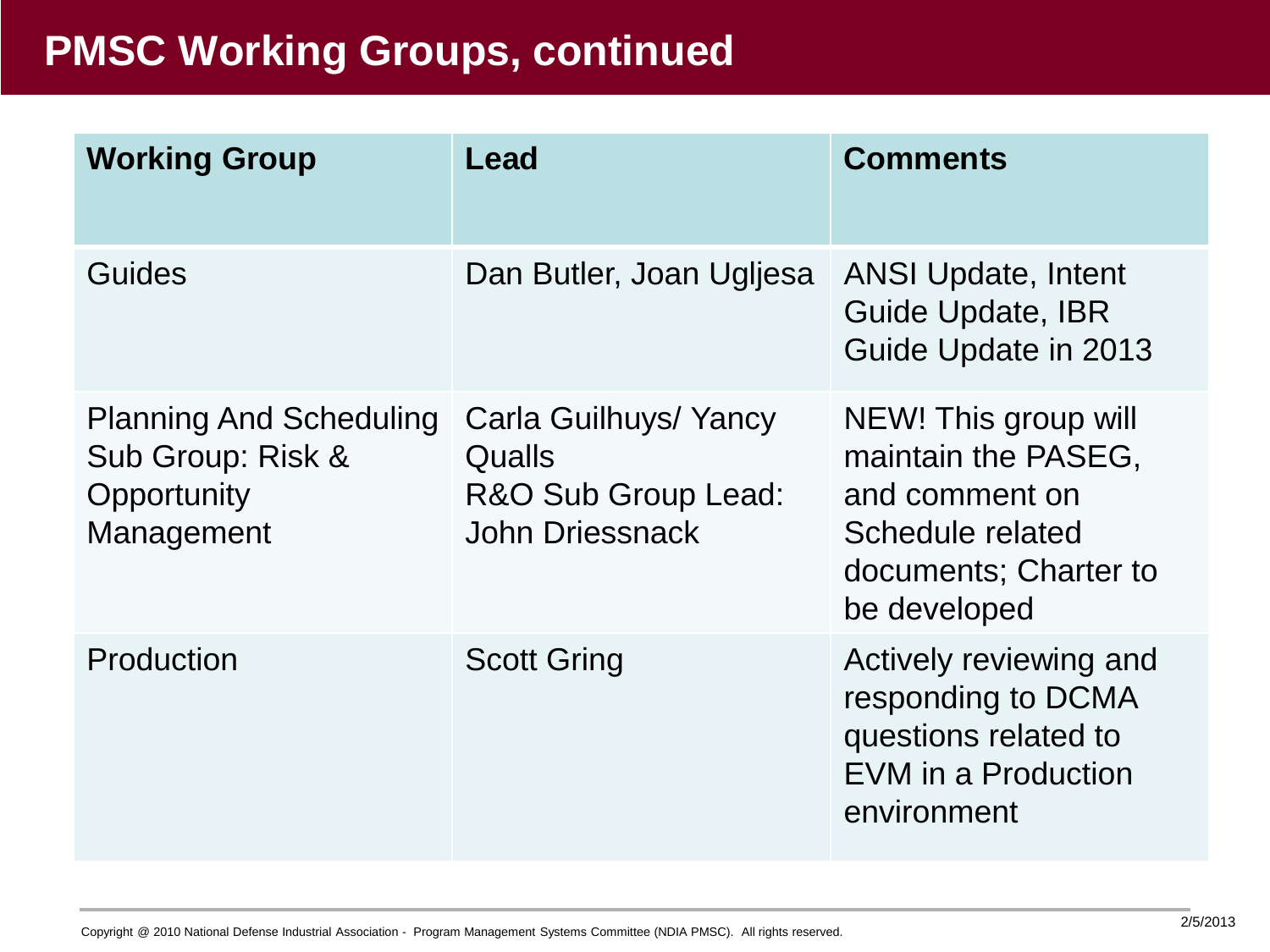# PMSC Working Groups, continued

| Working Group | Lead | Comments |
| --- | --- | --- |
| Guides | Dan Butler, Joan Ugljesa | ANSI Update, Intent Guide Update, IBR Guide Update in 2013 |
| Planning And Scheduling Sub Group: Risk & Opportunity Management | Carla Guilhuys/ Yancy Qualls R&O Sub Group Lead: John Driessnack | NEW! This group will maintain the PASEG, and comment on Schedule related documents; Charter to be developed |
| Production | Scott Gring | Actively reviewing and responding to DCMA questions related to EVM in a Production environment |

Copyright @ 2010 National Defense Industrial Association - Program Management Systems Committee (NDIA PMSC). All rights reserved.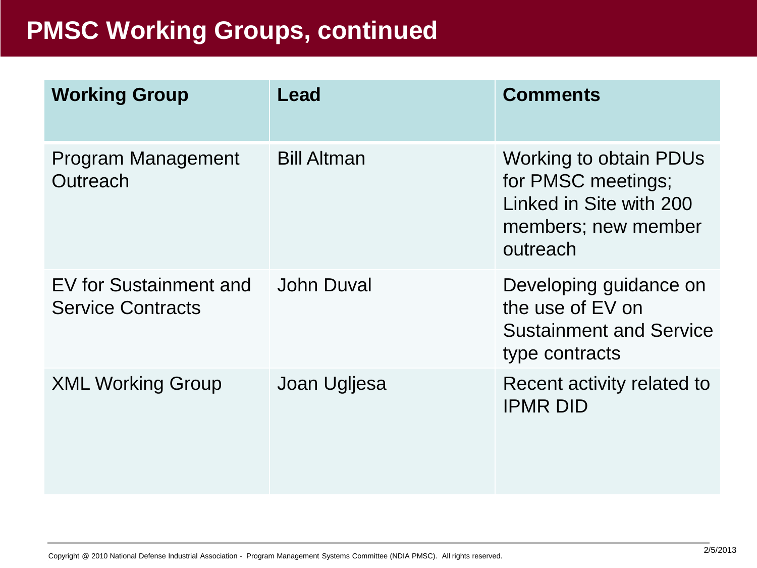# PMSC Working Groups, continued

| Working Group | Lead | Comments |
|---|---|---|
| Program Management Outreach | Bill Altman | Working to obtain PDUs for PMSC meetings; Linked in Site with 200 members; new member outreach |
| EV for Sustainment and Service Contracts | John Duval | Developing guidance on the use of EV on Sustainment and Service type contracts |
| XML Working Group | Joan Ugljesa | Recent activity related to IPMR DID |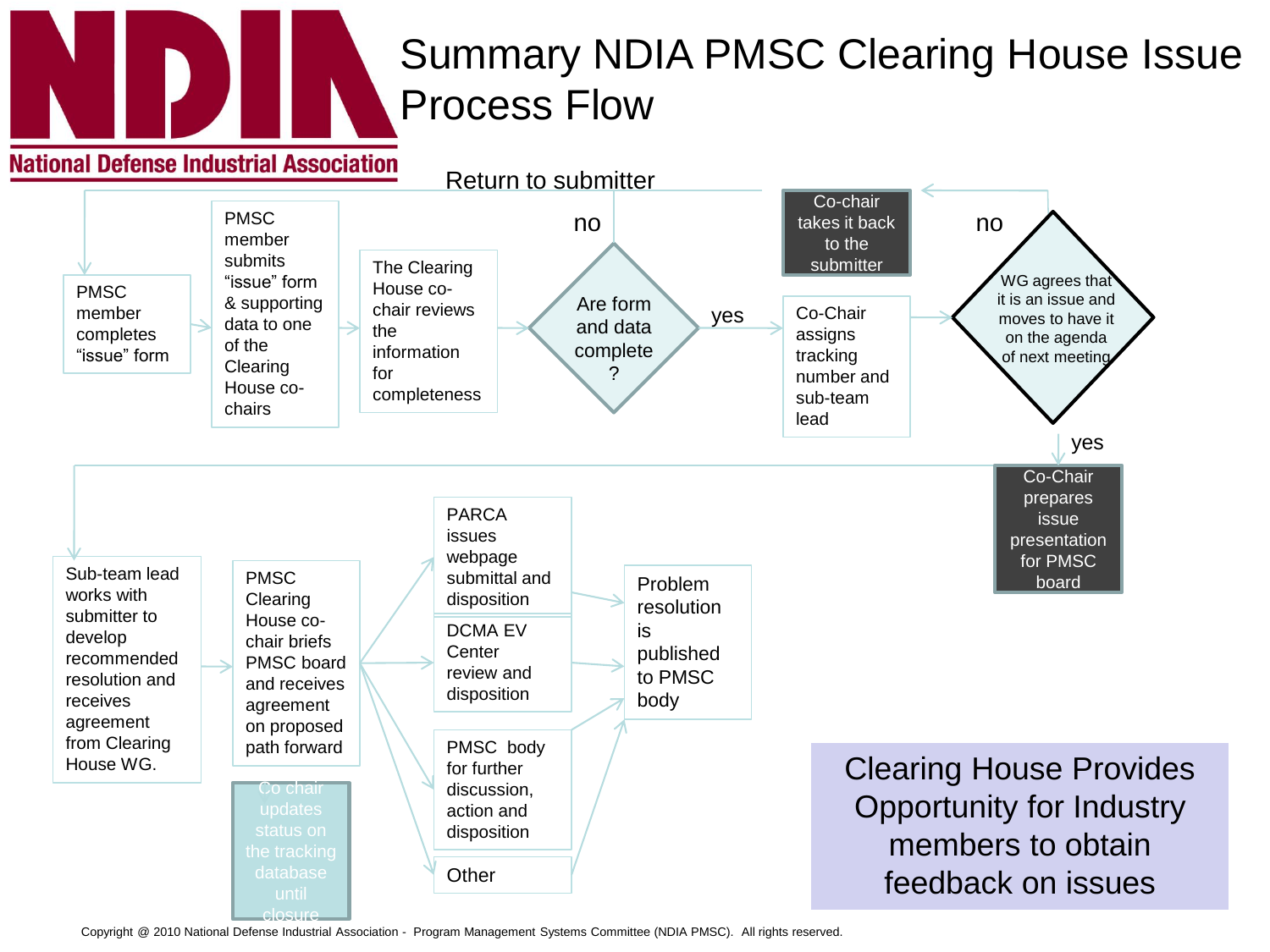# Summary NDIA PMSC Clearing House Issue Process Flow

Return to submitter

PMSC member completes "issue" form

PMSC member submits "issue" form & supporting data to one of the Clearing House co-chairs

The Clearing House co-chair reviews the information for completeness

Are form and data complete ?

no

yes

Co-Chair assigns tracking number and sub-team lead

Co-chair takes it back to the submitter

WG agrees that it is an issue and moves to have it on the agenda of next meeting

no

yes

Co-Chair prepares issue presentation for PMSC board

Sub-team lead works with submitter to develop recommended resolution and receives agreement from Clearing House WG.

PMSC Clearing House co-chair briefs PMSC board and receives agreement on proposed path forward

Co chair updates status on the tracking database until closure

PARCA issues webpage submittal and disposition

DCMA EV Center review and disposition

PMSC body for further discussion, action and disposition

Other

Problem resolution is published to PMSC body

Clearing House Provides Opportunity for Industry members to obtain feedback on issues

Copyright @ 2010 National Defense Industrial Association - Program Management Systems Committee (NDIA PMSC). All rights reserved.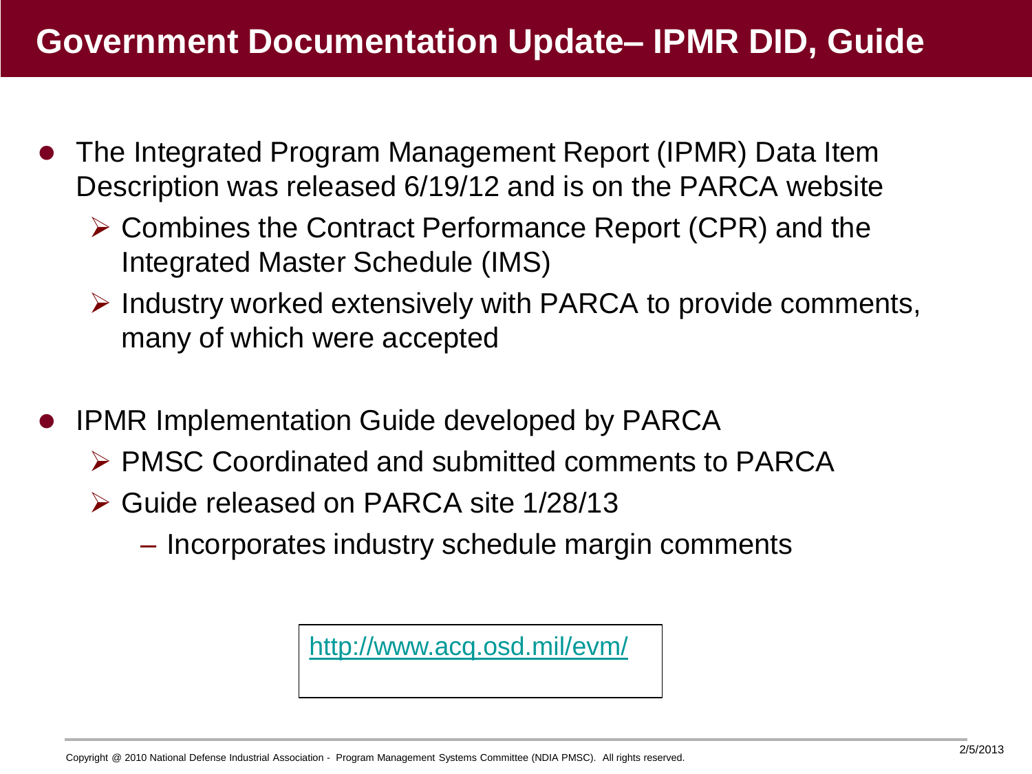# Government Documentation Update– IPMR DID, Guide

- The Integrated Program Management Report (IPMR) Data Item Description was released 6/19/12 and is on the PARCA website
  - Combines the Contract Performance Report (CPR) and the Integrated Master Schedule (IMS)
  - Industry worked extensively with PARCA to provide comments, many of which were accepted
- IPMR Implementation Guide developed by PARCA
  - PMSC Coordinated and submitted comments to PARCA
  - Guide released on PARCA site 1/28/13
    - Incorporates industry schedule margin comments

http://www.acq.osd.mil/evm/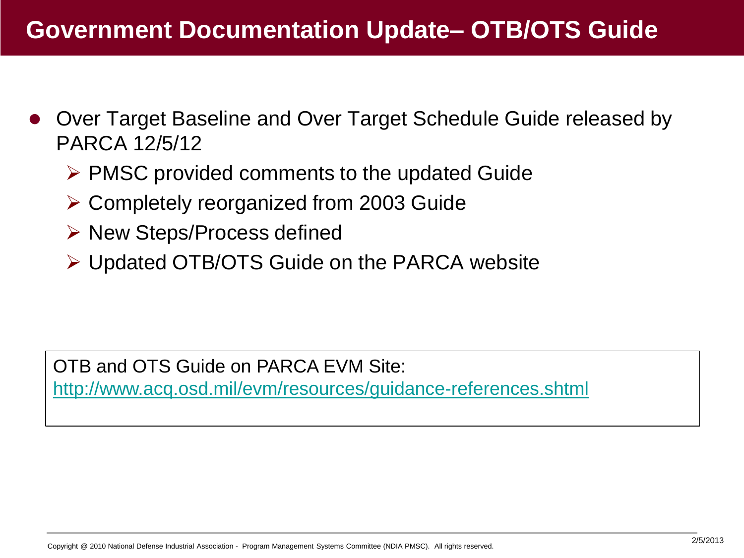# Government Documentation Update– OTB/OTS Guide

- Over Target Baseline and Over Target Schedule Guide released by PARCA 12/5/12
  - PMSC provided comments to the updated Guide
  - Completely reorganized from 2003 Guide
  - New Steps/Process defined
  - Updated OTB/OTS Guide on the PARCA website

OTB and OTS Guide on PARCA EVM Site:
http://www.acq.osd.mil/evm/resources/guidance-references.shtml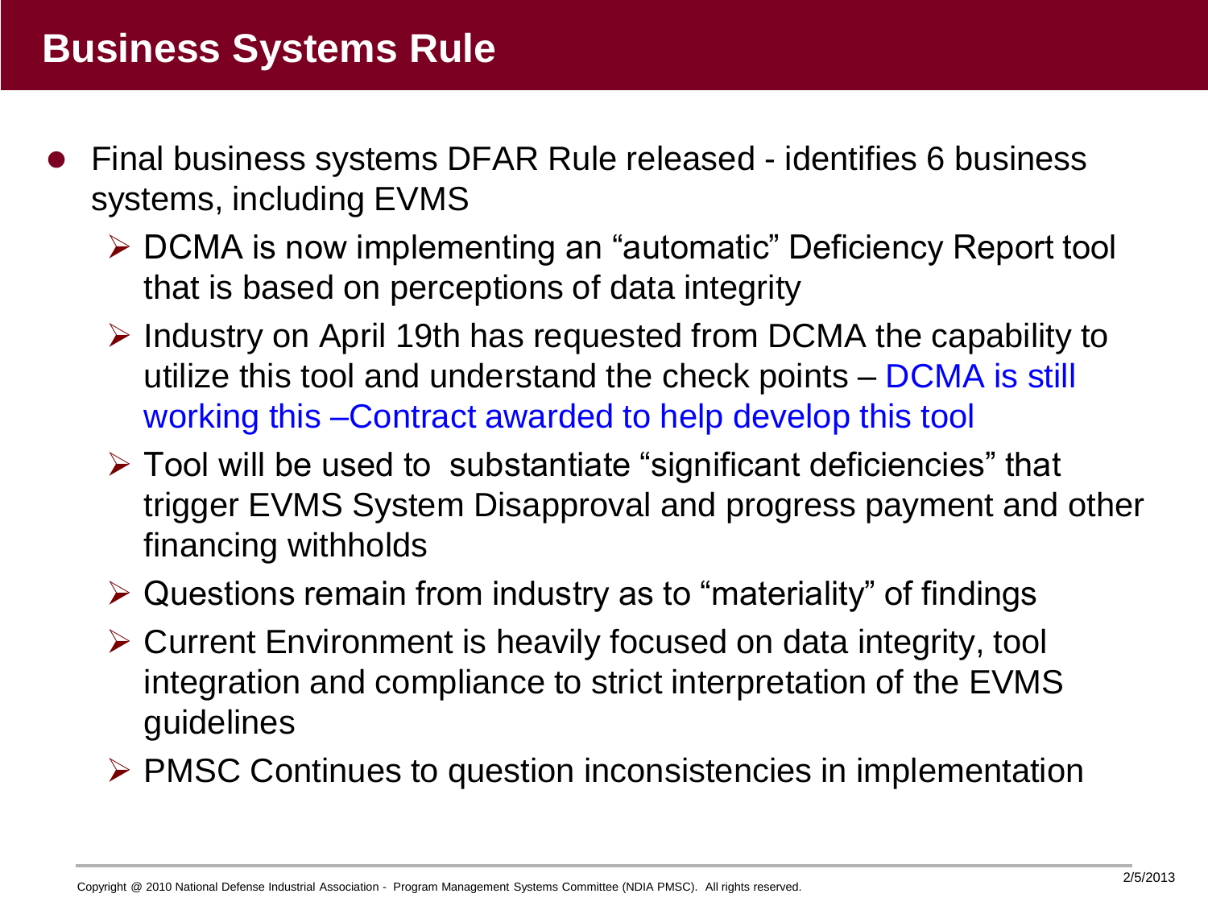# Business Systems Rule

- Final business systems DFAR Rule released - identifies 6 business systems, including EVMS
  - DCMA is now implementing an "automatic" Deficiency Report tool that is based on perceptions of data integrity
  - Industry on April 19th has requested from DCMA the capability to utilize this tool and understand the check points – DCMA is still working this –Contract awarded to help develop this tool
  - Tool will be used to substantiate "significant deficiencies" that trigger EVMS System Disapproval and progress payment and other financing withholds
  - Questions remain from industry as to "materiality" of findings
  - Current Environment is heavily focused on data integrity, tool integration and compliance to strict interpretation of the EVMS guidelines
  - PMSC Continues to question inconsistencies in implementation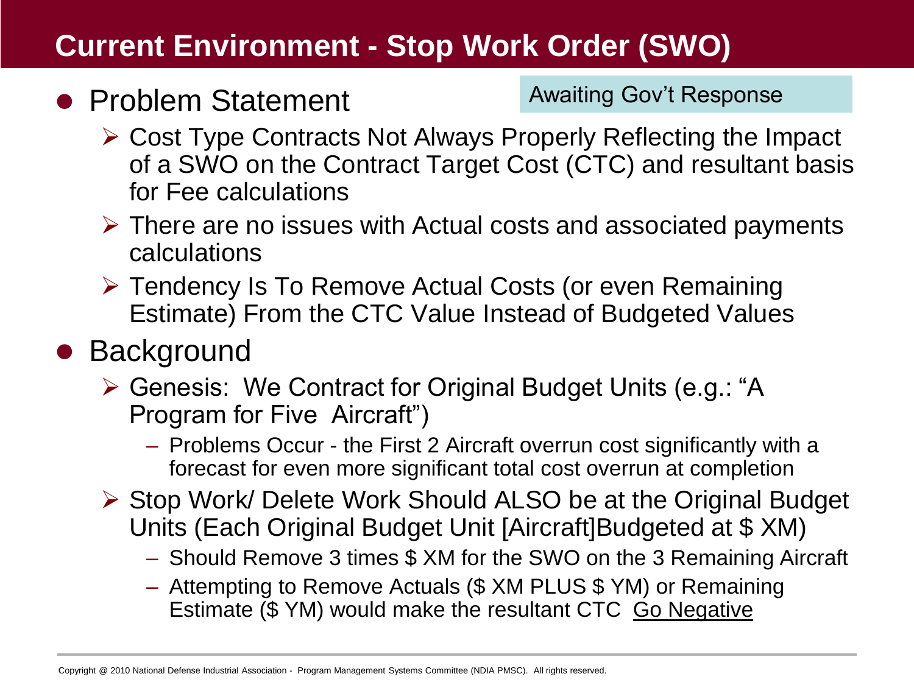# Current Environment - Stop Work Order (SWO)

- Problem Statement

Awaiting Gov't Response

  - Cost Type Contracts Not Always Properly Reflecting the Impact of a SWO on the Contract Target Cost (CTC) and resultant basis for Fee calculations
  - There are no issues with Actual costs and associated payments calculations
  - Tendency Is To Remove Actual Costs (or even Remaining Estimate) From the CTC Value Instead of Budgeted Values

- Background
  - Genesis: We Contract for Original Budget Units (e.g.: "A Program for Five Aircraft")
    - Problems Occur - the First 2 Aircraft overrun cost significantly with a forecast for even more significant total cost overrun at completion
  - Stop Work/ Delete Work Should ALSO be at the Original Budget Units (Each Original Budget Unit [Aircraft]Budgeted at $ XM)
    - Should Remove 3 times $ XM for the SWO on the 3 Remaining Aircraft
    - Attempting to Remove Actuals ($ XM PLUS $ YM) or Remaining Estimate ($ YM) would make the resultant CTC <u>Go Negative</u>

Copyright @ 2010 National Defense Industrial Association - Program Management Systems Committee (NDIA PMSC). All rights reserved.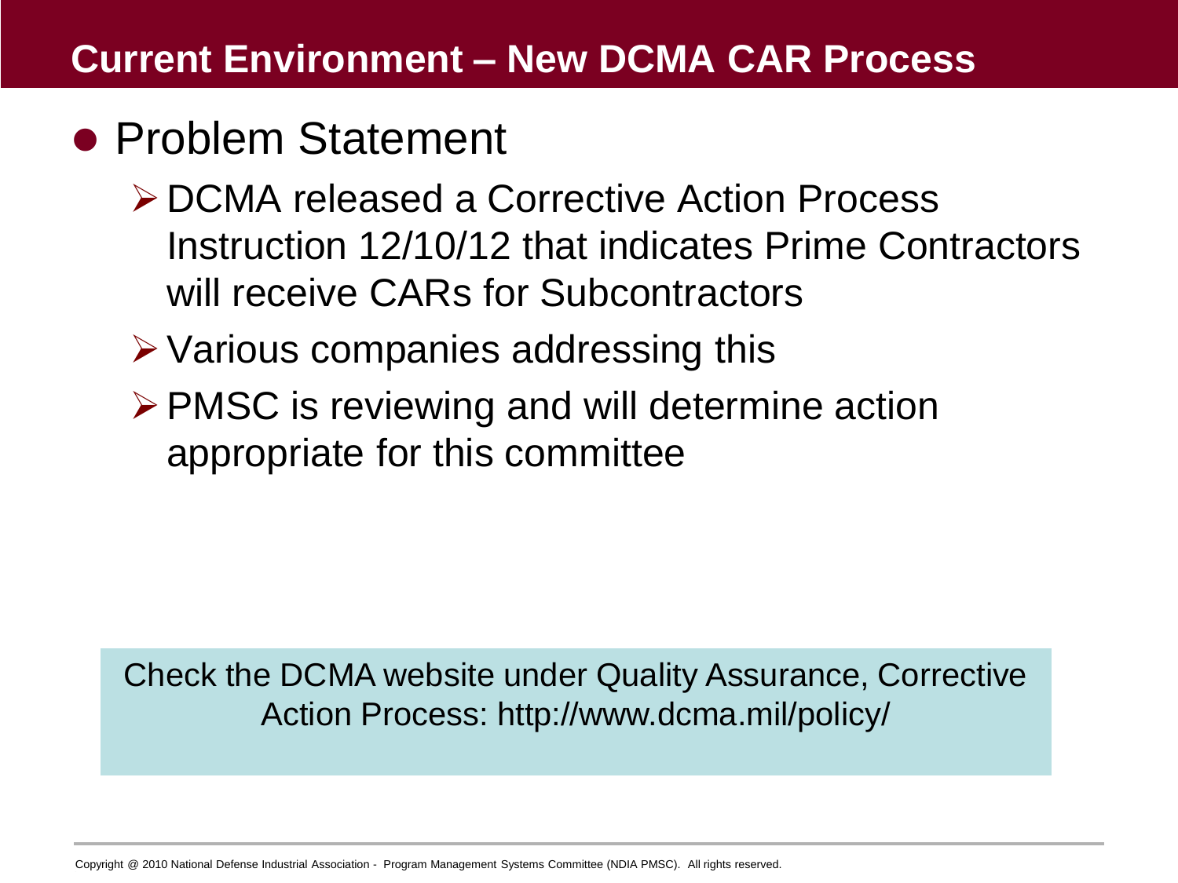# Current Environment – New DCMA CAR Process

- Problem Statement
  - DCMA released a Corrective Action Process Instruction 12/10/12 that indicates Prime Contractors will receive CARs for Subcontractors
  - Various companies addressing this
  - PMSC is reviewing and will determine action appropriate for this committee

Check the DCMA website under Quality Assurance, Corrective Action Process: http://www.dcma.mil/policy/

Copyright @ 2010 National Defense Industrial Association - Program Management Systems Committee (NDIA PMSC). All rights reserved.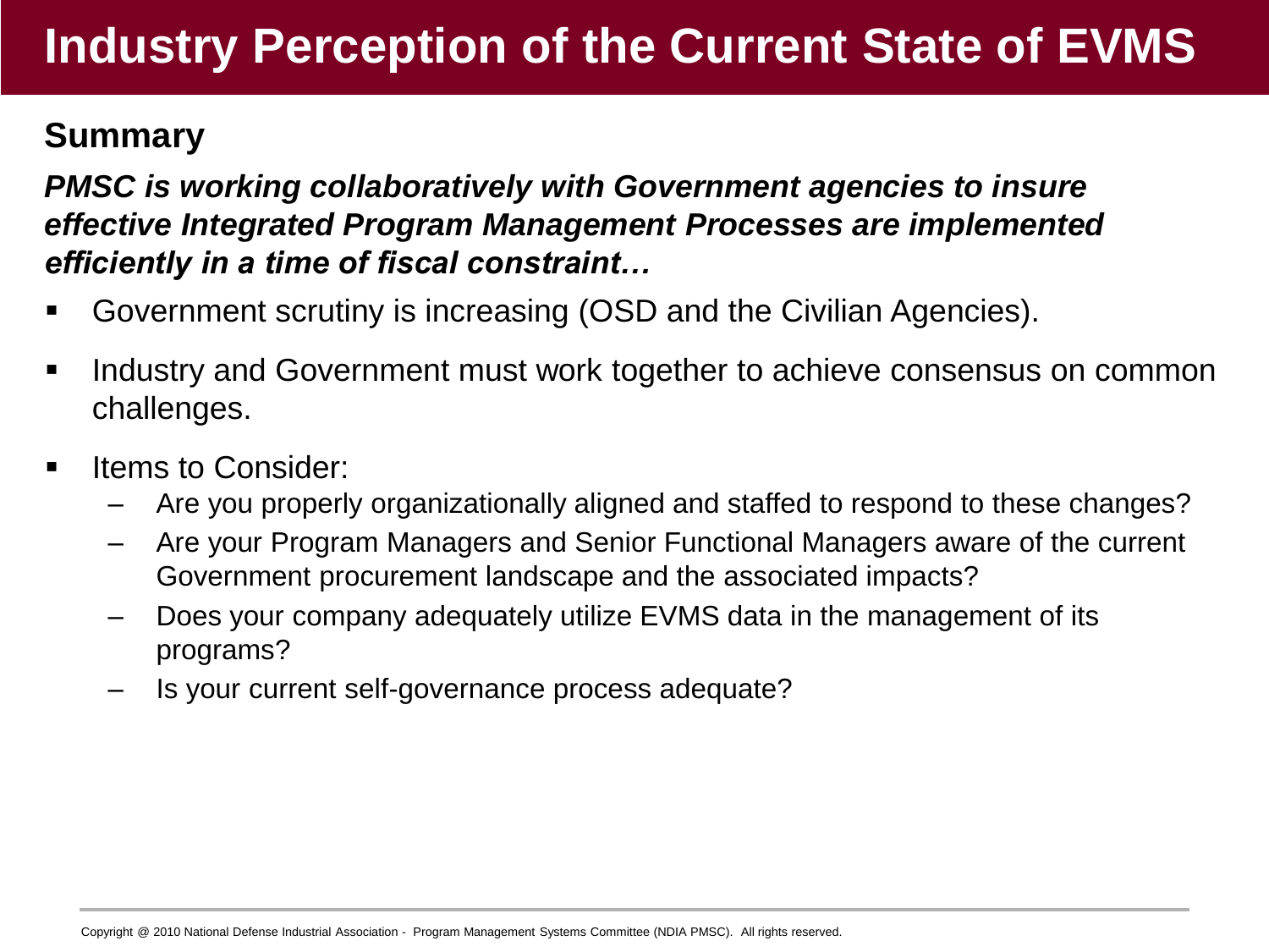# Industry Perception of the Current State of EVMS

## Summary

***PMSC is working collaboratively with Government agencies to insure effective Integrated Program Management Processes are implemented efficiently in a time of fiscal constraint…***

- Government scrutiny is increasing (OSD and the Civilian Agencies).
- Industry and Government must work together to achieve consensus on common challenges.
- Items to Consider:
  - Are you properly organizationally aligned and staffed to respond to these changes?
  - Are your Program Managers and Senior Functional Managers aware of the current Government procurement landscape and the associated impacts?
  - Does your company adequately utilize EVMS data in the management of its programs?
  - Is your current self-governance process adequate?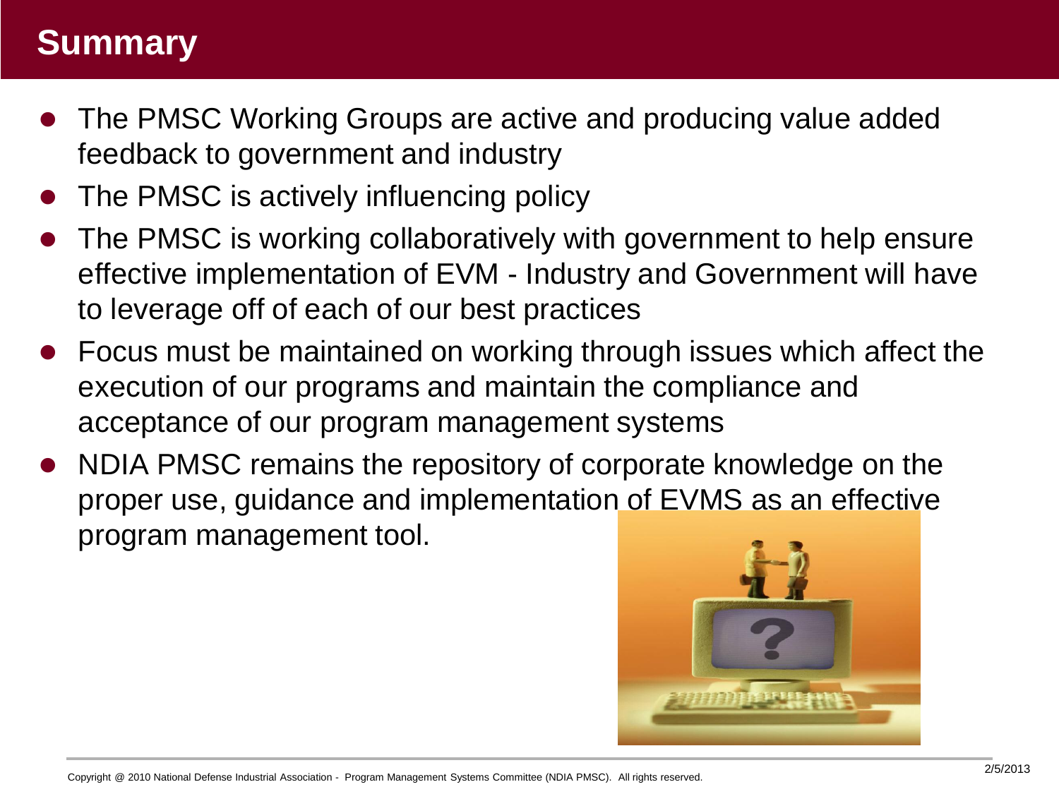# Summary

- The PMSC Working Groups are active and producing value added feedback to government and industry
- The PMSC is actively influencing policy
- The PMSC is working collaboratively with government to help ensure effective implementation of EVM - Industry and Government will have to leverage off of each of our best practices
- Focus must be maintained on working through issues which affect the execution of our programs and maintain the compliance and acceptance of our program management systems
- NDIA PMSC remains the repository of corporate knowledge on the proper use, guidance and implementation of EVMS as an effective program management tool.